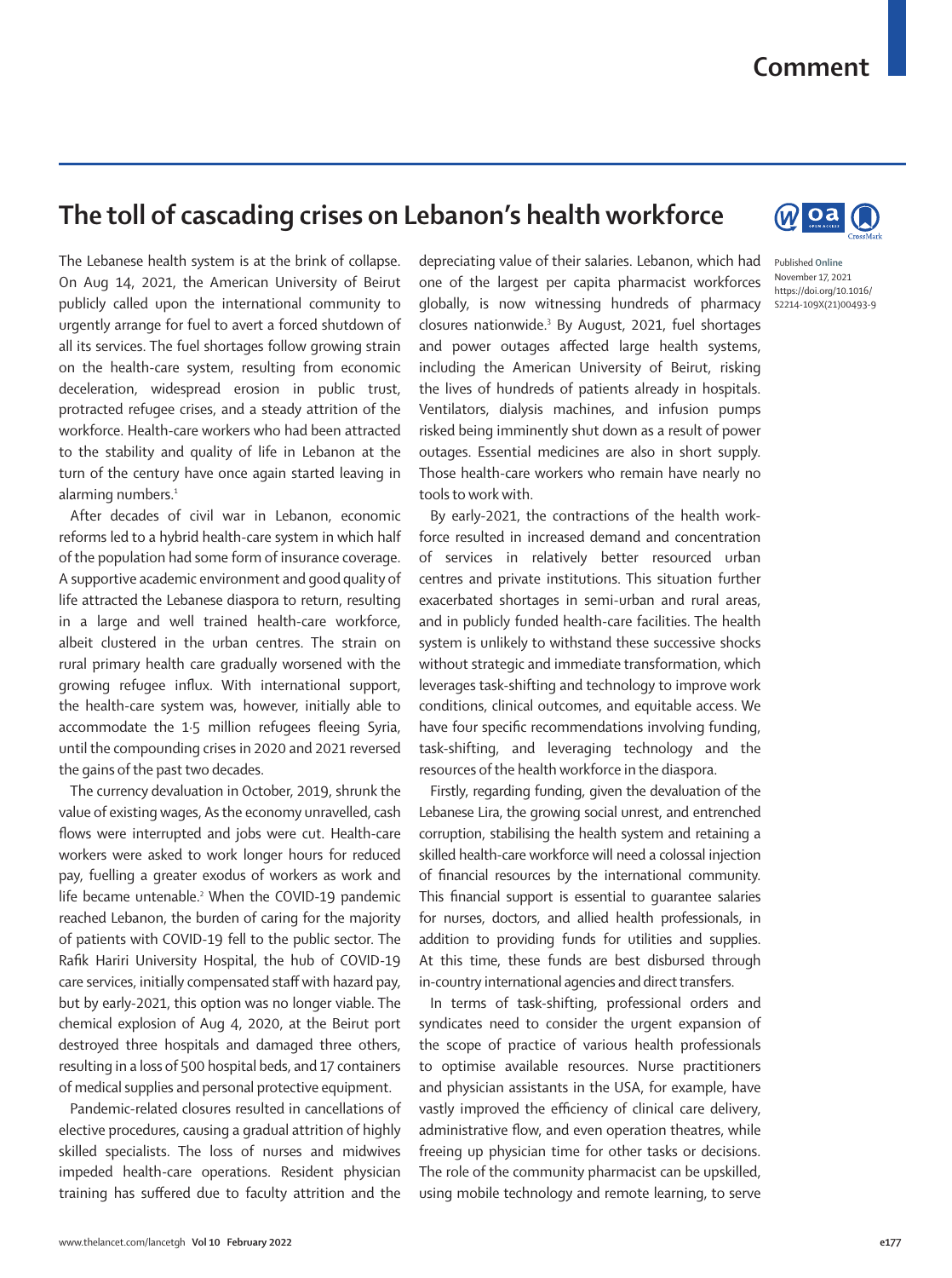# The toll of cascading crises on Lebanon's health workforce

Published Online November 17, 2021 https://doi.org/10.1016/S2214-109X(21)00493-9

The Lebanese health system is at the brink of collapse. On Aug 14, 2021, the American University of Beirut publicly called upon the international community to urgently arrange for fuel to avert a forced shutdown of all its services. The fuel shortages follow growing strain on the health-care system, resulting from economic deceleration, widespread erosion in public trust, protracted refugee crises, and a steady attrition of the workforce. Health-care workers who had been attracted to the stability and quality of life in Lebanon at the turn of the century have once again started leaving in alarming numbers.[1]

After decades of civil war in Lebanon, economic reforms led to a hybrid health-care system in which half of the population had some form of insurance coverage. A supportive academic environment and good quality of life attracted the Lebanese diaspora to return, resulting in a large and well trained health-care workforce, albeit clustered in the urban centres. The strain on rural primary health care gradually worsened with the growing refugee influx. With international support, the health-care system was, however, initially able to accommodate the 1·5 million refugees fleeing Syria, until the compounding crises in 2020 and 2021 reversed the gains of the past two decades.

The currency devaluation in October, 2019, shrunk the value of existing wages, As the economy unravelled, cash flows were interrupted and jobs were cut. Health-care workers were asked to work longer hours for reduced pay, fuelling a greater exodus of workers as work and life became untenable.[2] When the COVID-19 pandemic reached Lebanon, the burden of caring for the majority of patients with COVID-19 fell to the public sector. The Rafik Hariri University Hospital, the hub of COVID-19 care services, initially compensated staff with hazard pay, but by early-2021, this option was no longer viable. The chemical explosion of Aug 4, 2020, at the Beirut port destroyed three hospitals and damaged three others, resulting in a loss of 500 hospital beds, and 17 containers of medical supplies and personal protective equipment.

Pandemic-related closures resulted in cancellations of elective procedures, causing a gradual attrition of highly skilled specialists. The loss of nurses and midwives impeded health-care operations. Resident physician training has suffered due to faculty attrition and the depreciating value of their salaries. Lebanon, which had one of the largest per capita pharmacist workforces globally, is now witnessing hundreds of pharmacy closures nationwide.[3] By August, 2021, fuel shortages and power outages affected large health systems, including the American University of Beirut, risking the lives of hundreds of patients already in hospitals. Ventilators, dialysis machines, and infusion pumps risked being imminently shut down as a result of power outages. Essential medicines are also in short supply. Those health-care workers who remain have nearly no tools to work with.

By early-2021, the contractions of the health workforce resulted in increased demand and concentration of services in relatively better resourced urban centres and private institutions. This situation further exacerbated shortages in semi-urban and rural areas, and in publicly funded health-care facilities. The health system is unlikely to withstand these successive shocks without strategic and immediate transformation, which leverages task-shifting and technology to improve work conditions, clinical outcomes, and equitable access. We have four specific recommendations involving funding, task-shifting, and leveraging technology and the resources of the health workforce in the diaspora.

Firstly, regarding funding, given the devaluation of the Lebanese Lira, the growing social unrest, and entrenched corruption, stabilising the health system and retaining a skilled health-care workforce will need a colossal injection of financial resources by the international community. This financial support is essential to guarantee salaries for nurses, doctors, and allied health professionals, in addition to providing funds for utilities and supplies. At this time, these funds are best disbursed through in-country international agencies and direct transfers.

In terms of task-shifting, professional orders and syndicates need to consider the urgent expansion of the scope of practice of various health professionals to optimise available resources. Nurse practitioners and physician assistants in the USA, for example, have vastly improved the efficiency of clinical care delivery, administrative flow, and even operation theatres, while freeing up physician time for other tasks or decisions. The role of the community pharmacist can be upskilled, using mobile technology and remote learning, to serve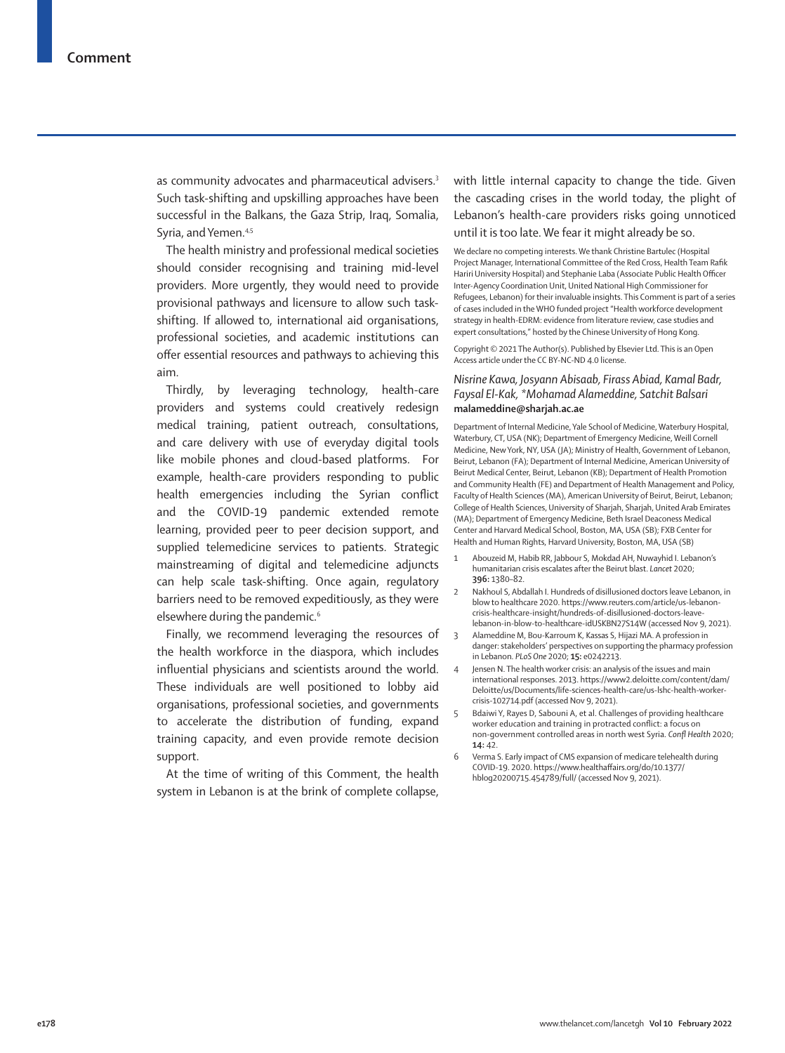as community advocates and pharmaceutical advisers.[3] Such task-shifting and upskilling approaches have been successful in the Balkans, the Gaza Strip, Iraq, Somalia, Syria, and Yemen.[4,5]

The health ministry and professional medical societies should consider recognising and training mid-level providers. More urgently, they would need to provide provisional pathways and licensure to allow such task-shifting. If allowed to, international aid organisations, professional societies, and academic institutions can offer essential resources and pathways to achieving this aim.

Thirdly, by leveraging technology, health-care providers and systems could creatively redesign medical training, patient outreach, consultations, and care delivery with use of everyday digital tools like mobile phones and cloud-based platforms. For example, health-care providers responding to public health emergencies including the Syrian conflict and the COVID-19 pandemic extended remote learning, provided peer to peer decision support, and supplied telemedicine services to patients. Strategic mainstreaming of digital and telemedicine adjuncts can help scale task-shifting. Once again, regulatory barriers need to be removed expeditiously, as they were elsewhere during the pandemic.[6]

Finally, we recommend leveraging the resources of the health workforce in the diaspora, which includes influential physicians and scientists around the world. These individuals are well positioned to lobby aid organisations, professional societies, and governments to accelerate the distribution of funding, expand training capacity, and even provide remote decision support.

At the time of writing of this Comment, the health system in Lebanon is at the brink of complete collapse, with little internal capacity to change the tide. Given the cascading crises in the world today, the plight of Lebanon's health-care providers risks going unnoticed until it is too late. We fear it might already be so.

We declare no competing interests. We thank Christine Bartulec (Hospital Project Manager, International Committee of the Red Cross, Health Team Rafik Hariri University Hospital) and Stephanie Laba (Associate Public Health Officer Inter-Agency Coordination Unit, United National High Commissioner for Refugees, Lebanon) for their invaluable insights. This Comment is part of a series of cases included in the WHO funded project "Health workforce development strategy in health-EDRM: evidence from literature review, case studies and expert consultations," hosted by the Chinese University of Hong Kong.

Copyright © 2021 The Author(s). Published by Elsevier Ltd. This is an Open Access article under the CC BY-NC-ND 4.0 license.

*Nisrine Kawa, Josyann Abisaab, Firass Abiad, Kamal Badr, Faysal El-Kak, \*Mohamad Alameddine, Satchit Balsari*
**malameddine@sharjah.ac.ae**

Department of Internal Medicine, Yale School of Medicine, Waterbury Hospital, Waterbury, CT, USA (NK); Department of Emergency Medicine, Weill Cornell Medicine, New York, NY, USA (JA); Ministry of Health, Government of Lebanon, Beirut, Lebanon (FA); Department of Internal Medicine, American University of Beirut Medical Center, Beirut, Lebanon (KB); Department of Health Promotion and Community Health (FE) and Department of Health Management and Policy, Faculty of Health Sciences (MA), American University of Beirut, Beirut, Lebanon; College of Health Sciences, University of Sharjah, Sharjah, United Arab Emirates (MA); Department of Emergency Medicine, Beth Israel Deaconess Medical Center and Harvard Medical School, Boston, MA, USA (SB); FXB Center for Health and Human Rights, Harvard University, Boston, MA, USA (SB)

1. Abouzeid M, Habib RR, Jabbour S, Mokdad AH, Nuwayhid I. Lebanon's humanitarian crisis escalates after the Beirut blast. *Lancet* 2020; **396:** 1380–82.
2. Nakhoul S, Abdallah I. Hundreds of disillusioned doctors leave Lebanon, in blow to healthcare 2020. https://www.reuters.com/article/us-lebanon-crisis-healthcare-insight/hundreds-of-disillusioned-doctors-leave-lebanon-in-blow-to-healthcare-idUSKBN27S14W (accessed Nov 9, 2021).
3. Alameddine M, Bou-Karroum K, Kassas S, Hijazi MA. A profession in danger: stakeholders' perspectives on supporting the pharmacy profession in Lebanon. *PLoS One* 2020; **15:** e0242213.
4. Jensen N. The health worker crisis: an analysis of the issues and main international responses. 2013. https://www2.deloitte.com/content/dam/Deloitte/us/Documents/life-sciences-health-care/us-lshc-health-worker-crisis-102714.pdf (accessed Nov 9, 2021).
5. Bdaiwi Y, Rayes D, Sabouni A, et al. Challenges of providing healthcare worker education and training in protracted conflict: a focus on non-government controlled areas in north west Syria. *Confl Health* 2020; **14:** 42.
6. Verma S. Early impact of CMS expansion of medicare telehealth during COVID-19. 2020. https://www.healthaffairs.org/do/10.1377/hblog20200715.454789/full/ (accessed Nov 9, 2021).